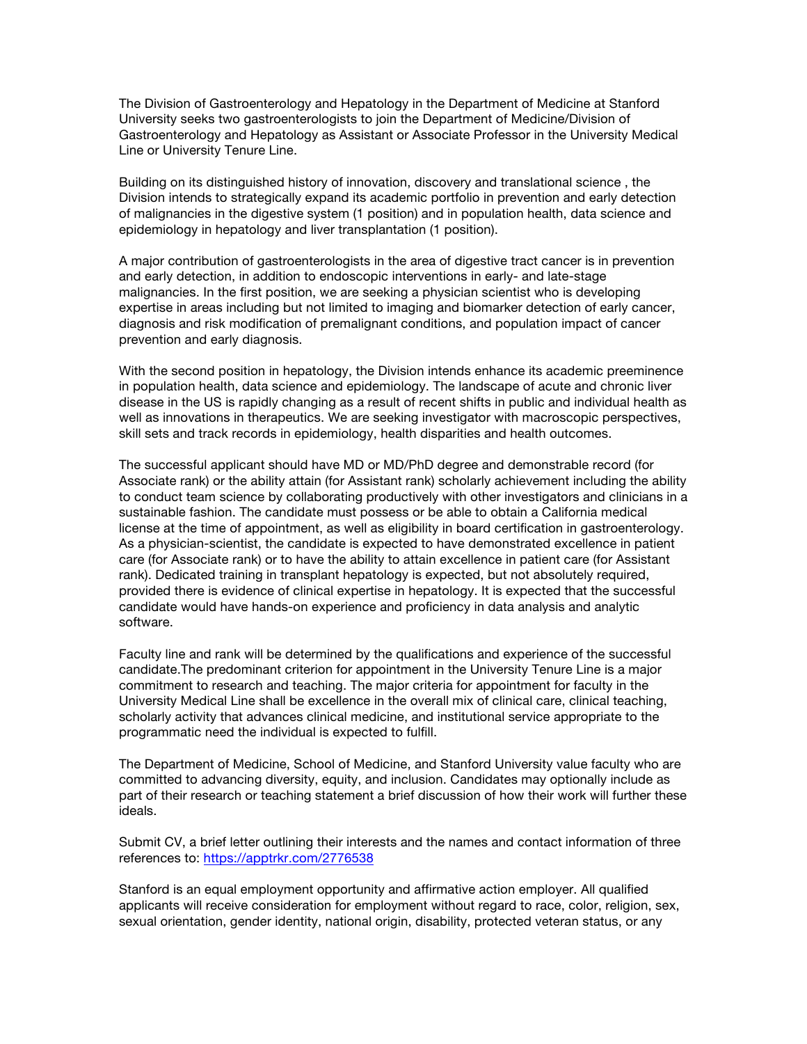The Division of Gastroenterology and Hepatology in the Department of Medicine at Stanford University seeks two gastroenterologists to join the Department of Medicine/Division of Gastroenterology and Hepatology as Assistant or Associate Professor in the University Medical Line or University Tenure Line.

Building on its distinguished history of innovation, discovery and translational science , the Division intends to strategically expand its academic portfolio in prevention and early detection of malignancies in the digestive system (1 position) and in population health, data science and epidemiology in hepatology and liver transplantation (1 position).

A major contribution of gastroenterologists in the area of digestive tract cancer is in prevention and early detection, in addition to endoscopic interventions in early- and late-stage malignancies. In the first position, we are seeking a physician scientist who is developing expertise in areas including but not limited to imaging and biomarker detection of early cancer, diagnosis and risk modification of premalignant conditions, and population impact of cancer prevention and early diagnosis.

With the second position in hepatology, the Division intends enhance its academic preeminence in population health, data science and epidemiology. The landscape of acute and chronic liver disease in the US is rapidly changing as a result of recent shifts in public and individual health as well as innovations in therapeutics. We are seeking investigator with macroscopic perspectives, skill sets and track records in epidemiology, health disparities and health outcomes.

The successful applicant should have MD or MD/PhD degree and demonstrable record (for Associate rank) or the ability attain (for Assistant rank) scholarly achievement including the ability to conduct team science by collaborating productively with other investigators and clinicians in a sustainable fashion. The candidate must possess or be able to obtain a California medical license at the time of appointment, as well as eligibility in board certification in gastroenterology. As a physician-scientist, the candidate is expected to have demonstrated excellence in patient care (for Associate rank) or to have the ability to attain excellence in patient care (for Assistant rank). Dedicated training in transplant hepatology is expected, but not absolutely required, provided there is evidence of clinical expertise in hepatology. It is expected that the successful candidate would have hands-on experience and proficiency in data analysis and analytic software.

Faculty line and rank will be determined by the qualifications and experience of the successful candidate.The predominant criterion for appointment in the University Tenure Line is a major commitment to research and teaching. The major criteria for appointment for faculty in the University Medical Line shall be excellence in the overall mix of clinical care, clinical teaching, scholarly activity that advances clinical medicine, and institutional service appropriate to the programmatic need the individual is expected to fulfill.

The Department of Medicine, School of Medicine, and Stanford University value faculty who are committed to advancing diversity, equity, and inclusion. Candidates may optionally include as part of their research or teaching statement a brief discussion of how their work will further these ideals.

Submit CV, a brief letter outlining their interests and the names and contact information of three references to: https://apptrkr.com/2776538

Stanford is an equal employment opportunity and affirmative action employer. All qualified applicants will receive consideration for employment without regard to race, color, religion, sex, sexual orientation, gender identity, national origin, disability, protected veteran status, or any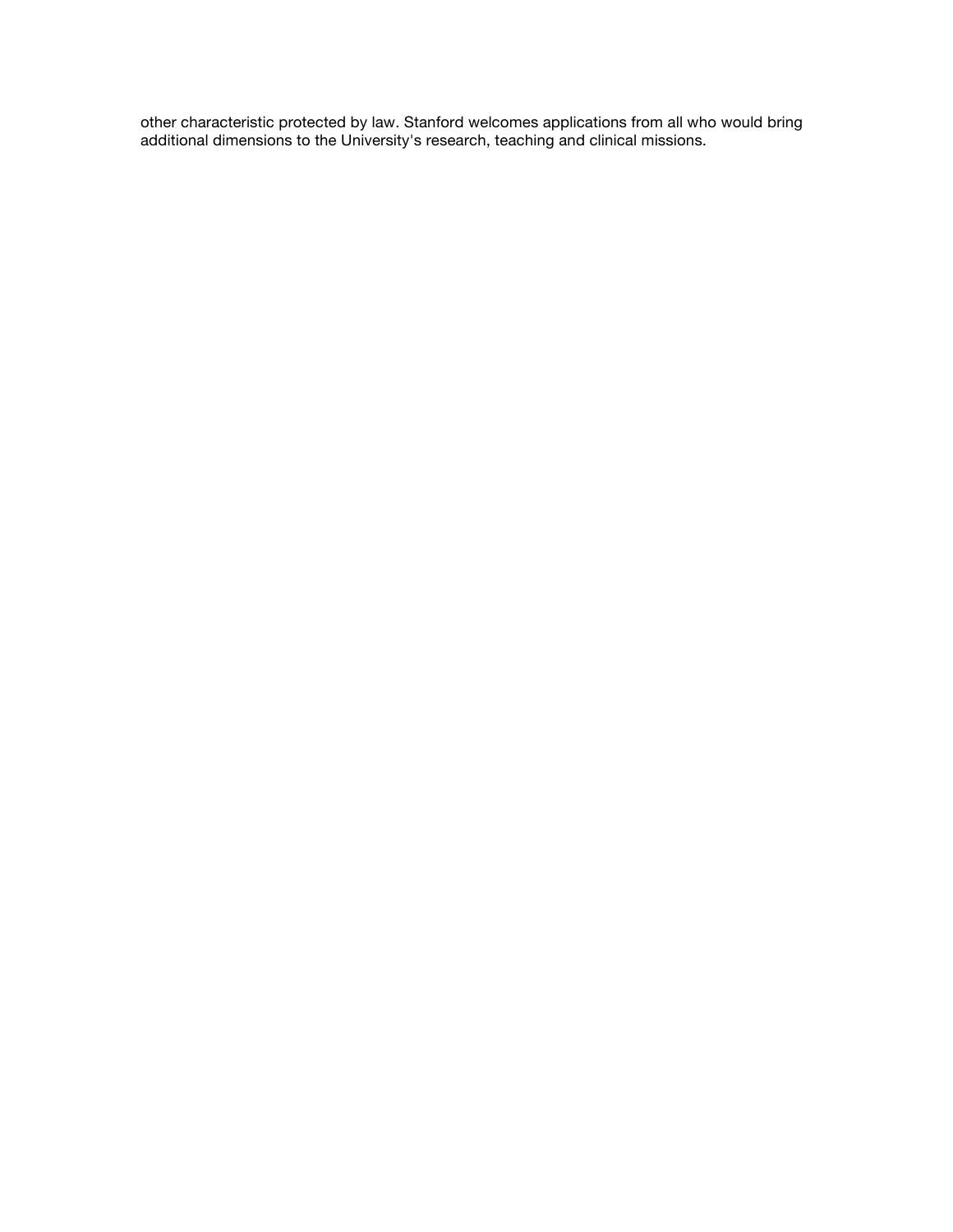other characteristic protected by law. Stanford welcomes applications from all who would bring additional dimensions to the University's research, teaching and clinical missions.